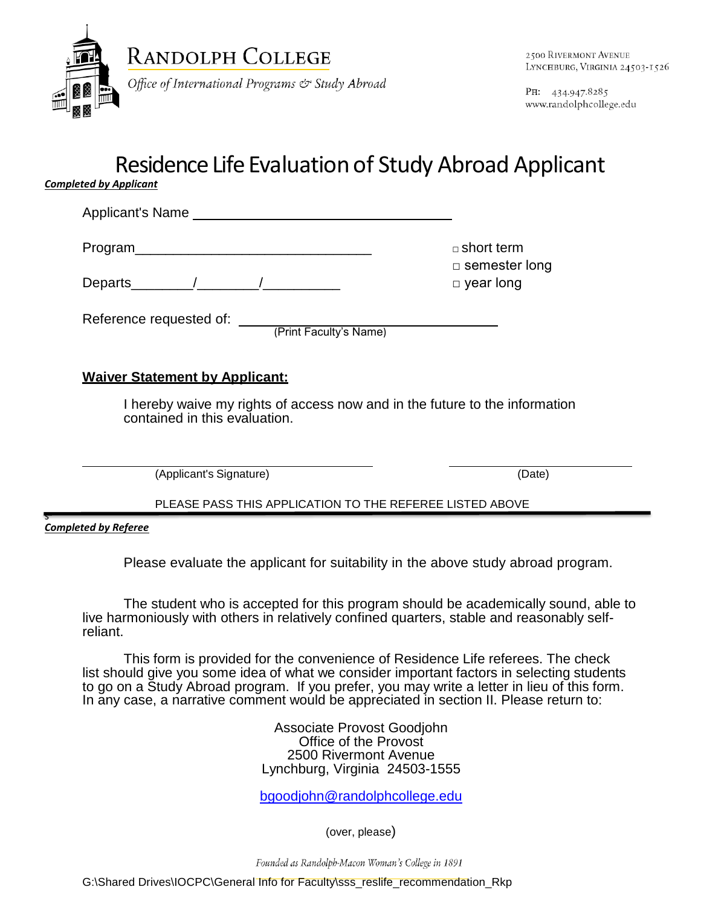**RANDOLPH COLLEGE**

*Office of International Programs & Study Abroad*

2500 RIVERMONT AVENUE
LYNCHBURG, VIRGINIA 24503-1526

PH: 434.947.8285
www.randolphcollege.edu

# Residence Life Evaluation of Study Abroad Applicant

***Completed by Applicant***

Applicant's Name ________________________________

Program________________________________

Departs________/________/__________

□ short term
□ semester long
□ year long

Reference requested of: ________________________________
(Print Faculty's Name)

**Waiver Statement by Applicant:**

I hereby waive my rights of access now and in the future to the information contained in this evaluation.

________________________________ (Applicant's Signature)

________________________ (Date)

PLEASE PASS THIS APPLICATION TO THE REFEREE LISTED ABOVE

***Completed by Referee***

Please evaluate the applicant for suitability in the above study abroad program.

The student who is accepted for this program should be academically sound, able to live harmoniously with others in relatively confined quarters, stable and reasonably self-reliant.

This form is provided for the convenience of Residence Life referees. The check list should give you some idea of what we consider important factors in selecting students to go on a Study Abroad program. If you prefer, you may write a letter in lieu of this form. In any case, a narrative comment would be appreciated in section II. Please return to:

Associate Provost Goodjohn
Office of the Provost
2500 Rivermont Avenue
Lynchburg, Virginia 24503-1555

bgoodjohn@randolphcollege.edu

(over, please)

*Founded as Randolph-Macon Woman's College in 1891*

G:\Shared Drives\IOCPC\General Info for Faculty\sss_reslife_recommendation_Rkp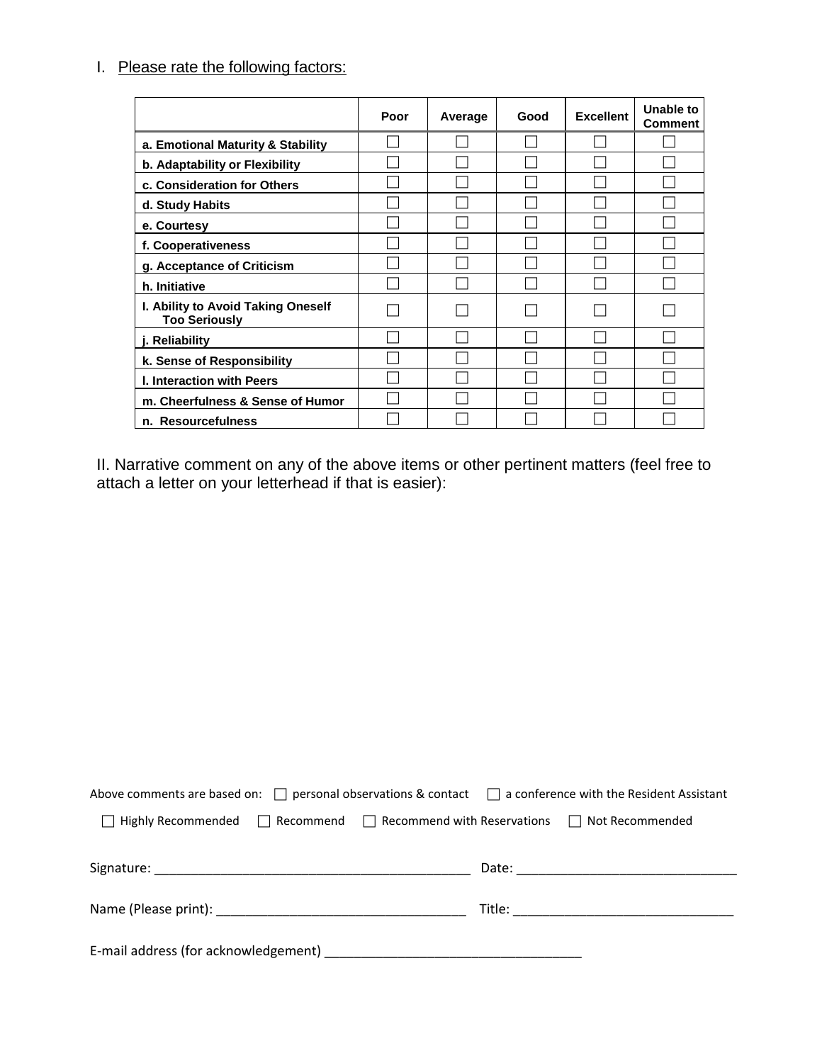I. Please rate the following factors:

| | Poor | Average | Good | Excellent | Unable to Comment |
|---|---|---|---|---|---|
| **a. Emotional Maturity & Stability** | ☐ | ☐ | ☐ | ☐ | ☐ |
| **b. Adaptability or Flexibility** | ☐ | ☐ | ☐ | ☐ | ☐ |
| **c. Consideration for Others** | ☐ | ☐ | ☐ | ☐ | ☐ |
| **d. Study Habits** | ☐ | ☐ | ☐ | ☐ | ☐ |
| **e. Courtesy** | ☐ | ☐ | ☐ | ☐ | ☐ |
| **f. Cooperativeness** | ☐ | ☐ | ☐ | ☐ | ☐ |
| **g. Acceptance of Criticism** | ☐ | ☐ | ☐ | ☐ | ☐ |
| **h. Initiative** | ☐ | ☐ | ☐ | ☐ | ☐ |
| **I. Ability to Avoid Taking Oneself Too Seriously** | ☐ | ☐ | ☐ | ☐ | ☐ |
| **j. Reliability** | ☐ | ☐ | ☐ | ☐ | ☐ |
| **k. Sense of Responsibility** | ☐ | ☐ | ☐ | ☐ | ☐ |
| **l. Interaction with Peers** | ☐ | ☐ | ☐ | ☐ | ☐ |
| **m. Cheerfulness & Sense of Humor** | ☐ | ☐ | ☐ | ☐ | ☐ |
| **n. Resourcefulness** | ☐ | ☐ | ☐ | ☐ | ☐ |

II. Narrative comment on any of the above items or other pertinent matters (feel free to attach a letter on your letterhead if that is easier):

Above comments are based on: ☐ personal observations & contact ☐ a conference with the Resident Assistant

☐ Highly Recommended ☐ Recommend ☐ Recommend with Reservations ☐ Not Recommended

Signature: ____________________________________________ Date: ______________________________

Name (Please print): __________________________________ Title: ______________________________

E-mail address (for acknowledgement) ___________________________________